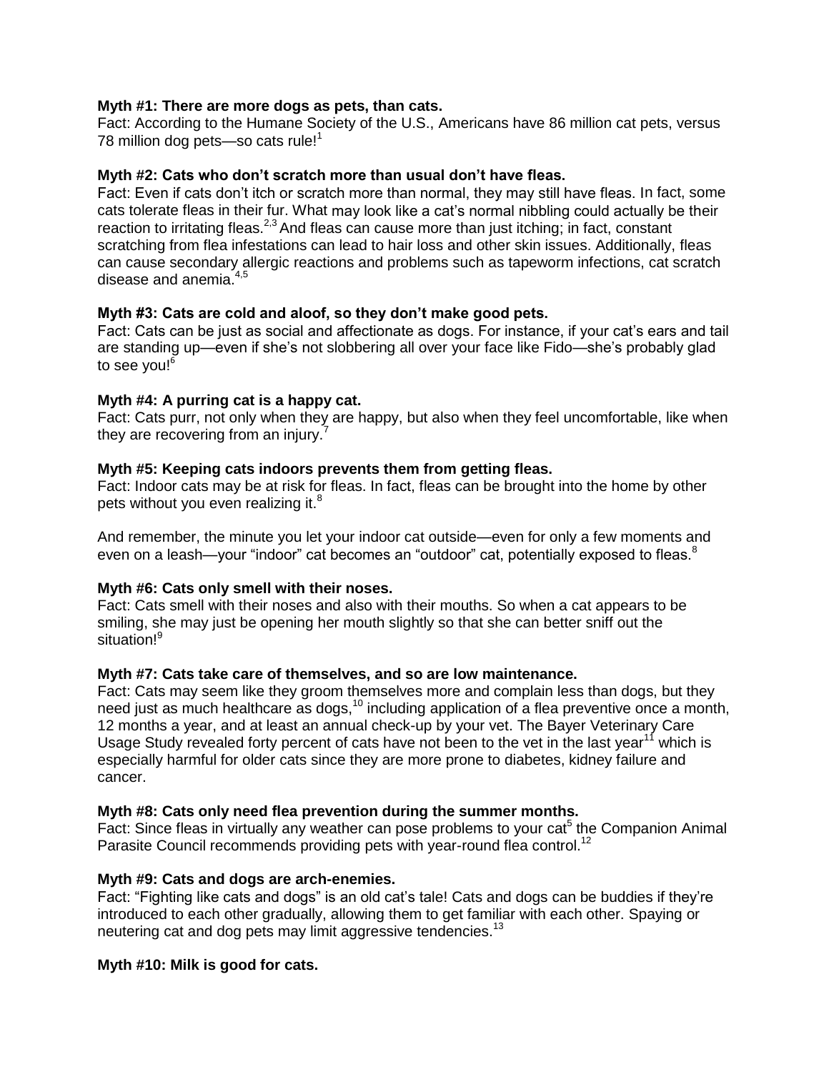**Myth #1: There are more dogs as pets, than cats.**
Fact: According to the Humane Society of the U.S., Americans have 86 million cat pets, versus 78 million dog pets—so cats rule![1]

**Myth #2: Cats who don't scratch more than usual don't have fleas.**
Fact: Even if cats don't itch or scratch more than normal, they may still have fleas. In fact, some cats tolerate fleas in their fur. What may look like a cat's normal nibbling could actually be their reaction to irritating fleas.[2,3] And fleas can cause more than just itching; in fact, constant scratching from flea infestations can lead to hair loss and other skin issues. Additionally, fleas can cause secondary allergic reactions and problems such as tapeworm infections, cat scratch disease and anemia.[4,5]

**Myth #3: Cats are cold and aloof, so they don't make good pets.**
Fact: Cats can be just as social and affectionate as dogs. For instance, if your cat's ears and tail are standing up—even if she's not slobbering all over your face like Fido—she's probably glad to see you![6]

**Myth #4: A purring cat is a happy cat.**
Fact: Cats purr, not only when they are happy, but also when they feel uncomfortable, like when they are recovering from an injury.[7]

**Myth #5: Keeping cats indoors prevents them from getting fleas.**
Fact: Indoor cats may be at risk for fleas. In fact, fleas can be brought into the home by other pets without you even realizing it.[8]

And remember, the minute you let your indoor cat outside—even for only a few moments and even on a leash—your "indoor" cat becomes an "outdoor" cat, potentially exposed to fleas.[8]

**Myth #6: Cats only smell with their noses.**
Fact: Cats smell with their noses and also with their mouths. So when a cat appears to be smiling, she may just be opening her mouth slightly so that she can better sniff out the situation![9]

**Myth #7: Cats take care of themselves, and so are low maintenance.**
Fact: Cats may seem like they groom themselves more and complain less than dogs, but they need just as much healthcare as dogs,[10] including application of a flea preventive once a month, 12 months a year, and at least an annual check-up by your vet. The Bayer Veterinary Care Usage Study revealed forty percent of cats have not been to the vet in the last year[11] which is especially harmful for older cats since they are more prone to diabetes, kidney failure and cancer.

**Myth #8: Cats only need flea prevention during the summer months.**
Fact: Since fleas in virtually any weather can pose problems to your cat[5] the Companion Animal Parasite Council recommends providing pets with year-round flea control.[12]

**Myth #9: Cats and dogs are arch-enemies.**
Fact: "Fighting like cats and dogs" is an old cat's tale! Cats and dogs can be buddies if they're introduced to each other gradually, allowing them to get familiar with each other. Spaying or neutering cat and dog pets may limit aggressive tendencies.[13]

**Myth #10: Milk is good for cats.**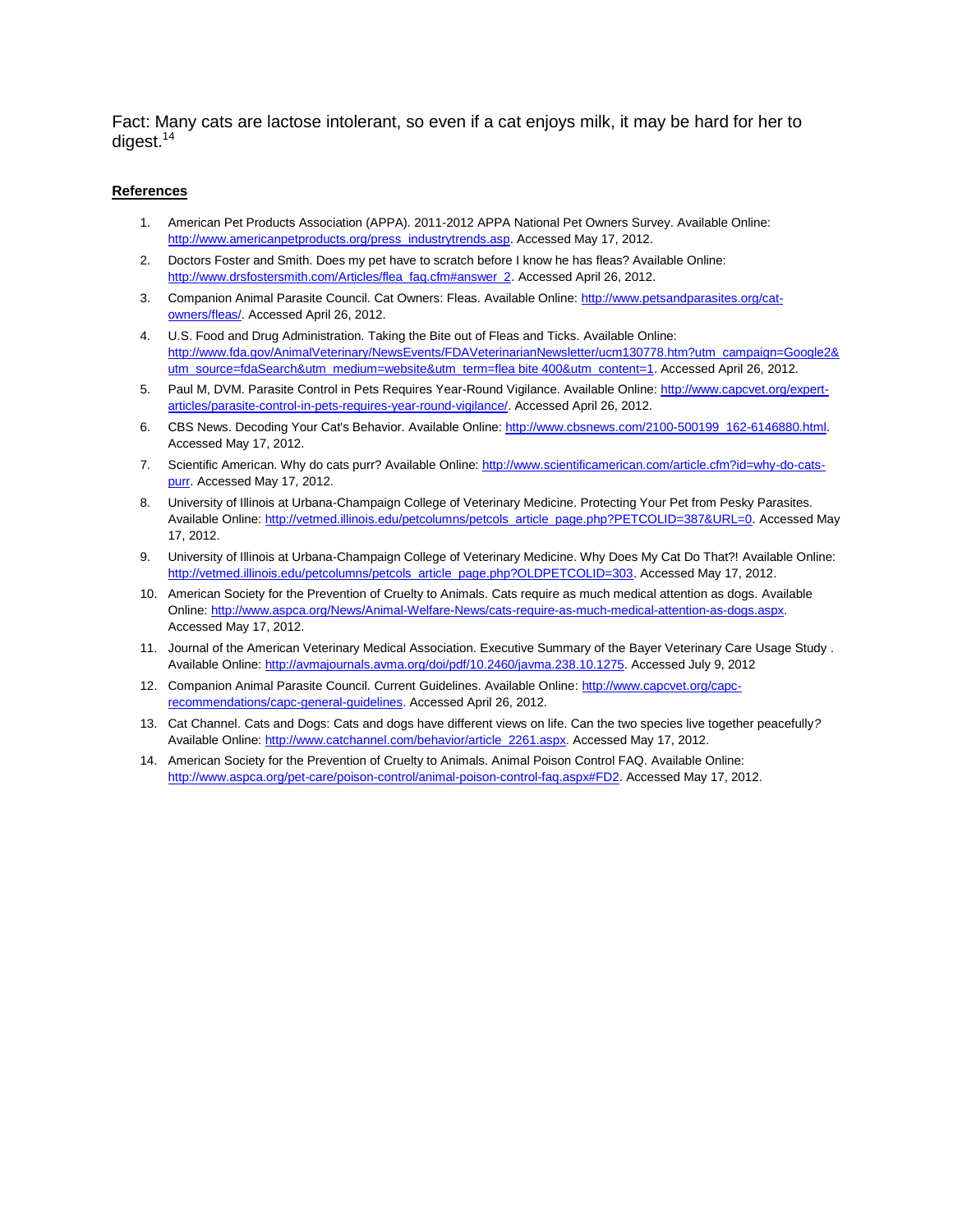Fact: Many cats are lactose intolerant, so even if a cat enjoys milk, it may be hard for her to digest.[14]

**References**

1. American Pet Products Association (APPA). 2011-2012 APPA National Pet Owners Survey. Available Online: http://www.americanpetproducts.org/press_industrytrends.asp. Accessed May 17, 2012.
2. Doctors Foster and Smith. Does my pet have to scratch before I know he has fleas? Available Online: http://www.drsfostersmith.com/Articles/flea_faq.cfm#answer_2. Accessed April 26, 2012.
3. Companion Animal Parasite Council. Cat Owners: Fleas. Available Online: http://www.petsandparasites.org/cat-owners/fleas/. Accessed April 26, 2012.
4. U.S. Food and Drug Administration. Taking the Bite out of Fleas and Ticks. Available Online: http://www.fda.gov/AnimalVeterinary/NewsEvents/FDAVeterinarianNewsletter/ucm130778.htm?utm_campaign=Google2&utm_source=fdaSearch&utm_medium=website&utm_term=flea bite 400&utm_content=1. Accessed April 26, 2012.
5. Paul M, DVM. Parasite Control in Pets Requires Year-Round Vigilance. Available Online: http://www.capcvet.org/expert-articles/parasite-control-in-pets-requires-year-round-vigilance/. Accessed April 26, 2012.
6. CBS News. Decoding Your Cat's Behavior. Available Online: http://www.cbsnews.com/2100-500199_162-6146880.html. Accessed May 17, 2012.
7. Scientific American. Why do cats purr? Available Online: http://www.scientificamerican.com/article.cfm?id=why-do-cats-purr. Accessed May 17, 2012.
8. University of Illinois at Urbana-Champaign College of Veterinary Medicine. Protecting Your Pet from Pesky Parasites. Available Online: http://vetmed.illinois.edu/petcolumns/petcols_article_page.php?PETCOLID=387&URL=0. Accessed May 17, 2012.
9. University of Illinois at Urbana-Champaign College of Veterinary Medicine. Why Does My Cat Do That?! Available Online: http://vetmed.illinois.edu/petcolumns/petcols_article_page.php?OLDPETCOLID=303. Accessed May 17, 2012.
10. American Society for the Prevention of Cruelty to Animals. Cats require as much medical attention as dogs. Available Online: http://www.aspca.org/News/Animal-Welfare-News/cats-require-as-much-medical-attention-as-dogs.aspx. Accessed May 17, 2012.
11. Journal of the American Veterinary Medical Association. Executive Summary of the Bayer Veterinary Care Usage Study . Available Online: http://avmajournals.avma.org/doi/pdf/10.2460/javma.238.10.1275. Accessed July 9, 2012
12. Companion Animal Parasite Council. Current Guidelines. Available Online: http://www.capcvet.org/capc-recommendations/capc-general-guidelines. Accessed April 26, 2012.
13. Cat Channel. Cats and Dogs: Cats and dogs have different views on life. Can the two species live together peacefully? Available Online: http://www.catchannel.com/behavior/article_2261.aspx. Accessed May 17, 2012.
14. American Society for the Prevention of Cruelty to Animals. Animal Poison Control FAQ. Available Online: http://www.aspca.org/pet-care/poison-control/animal-poison-control-faq.aspx#FD2. Accessed May 17, 2012.